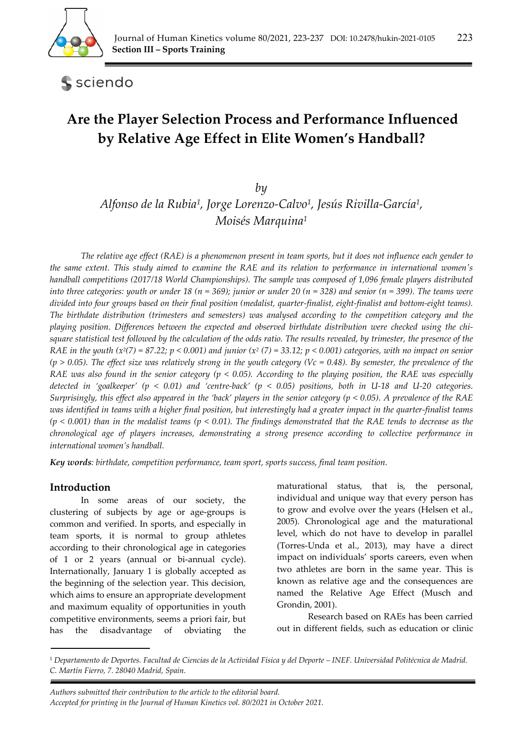# Are the Player Selection Process and Performance Influenced by Relative Age Effect in Elite Women's Handball?

*by*

*Alfonso de la Rubia[1], Jorge Lorenzo-Calvo[1], Jesús Rivilla-García[1], Moisés Marquina[1]*

*The relative age effect (RAE) is a phenomenon present in team sports, but it does not influence each gender to the same extent. This study aimed to examine the RAE and its relation to performance in international women's handball competitions (2017/18 World Championships). The sample was composed of 1,096 female players distributed into three categories: youth or under 18 (n = 369); junior or under 20 (n = 328) and senior (n = 399). The teams were divided into four groups based on their final position (medalist, quarter-finalist, eight-finalist and bottom-eight teams). The birthdate distribution (trimesters and semesters) was analysed according to the competition category and the playing position. Differences between the expected and observed birthdate distribution were checked using the chi-square statistical test followed by the calculation of the odds ratio. The results revealed, by trimester, the presence of the RAE in the youth ($x^2(7) = 87.22$; $p < 0.001$) and junior ($x^2(7) = 33.12$; $p < 0.001$) categories, with no impact on senior ($p > 0.05$). The effect size was relatively strong in the youth category ($Vc = 0.48$). By semester, the prevalence of the RAE was also found in the senior category ($p < 0.05$). According to the playing position, the RAE was especially detected in 'goalkeeper' ($p < 0.01$) and 'centre-back' ($p < 0.05$) positions, both in U-18 and U-20 categories. Surprisingly, this effect also appeared in the 'back' players in the senior category ($p < 0.05$). A prevalence of the RAE was identified in teams with a higher final position, but interestingly had a greater impact in the quarter-finalist teams ($p < 0.001$) than in the medalist teams ($p < 0.01$). The findings demonstrated that the RAE tends to decrease as the chronological age of players increases, demonstrating a strong presence according to collective performance in international women's handball.*

***Key words**: birthdate, competition performance, team sport, sports success, final team position.*

## Introduction

In some areas of our society, the clustering of subjects by age or age-groups is common and verified. In sports, and especially in team sports, it is normal to group athletes according to their chronological age in categories of 1 or 2 years (annual or bi-annual cycle). Internationally, January 1 is globally accepted as the beginning of the selection year. This decision, which aims to ensure an appropriate development and maximum equality of opportunities in youth competitive environments, seems a priori fair, but has the disadvantage of obviating the maturational status, that is, the personal, individual and unique way that every person has to grow and evolve over the years (Helsen et al., 2005). Chronological age and the maturational level, which do not have to develop in parallel (Torres-Unda et al., 2013), may have a direct impact on individuals' sports careers, even when two athletes are born in the same year. This is known as relative age and the consequences are named the Relative Age Effect (Musch and Grondin, 2001).

Research based on RAEs has been carried out in different fields, such as education or clinic

[1] *Departamento de Deportes. Facultad de Ciencias de la Actividad Física y del Deporte – INEF. Universidad Politécnica de Madrid. C. Martín Fierro, 7. 28040 Madrid, Spain.*

*Authors submitted their contribution to the article to the editorial board.*
*Accepted for printing in the Journal of Human Kinetics vol. 80/2021 in October 2021.*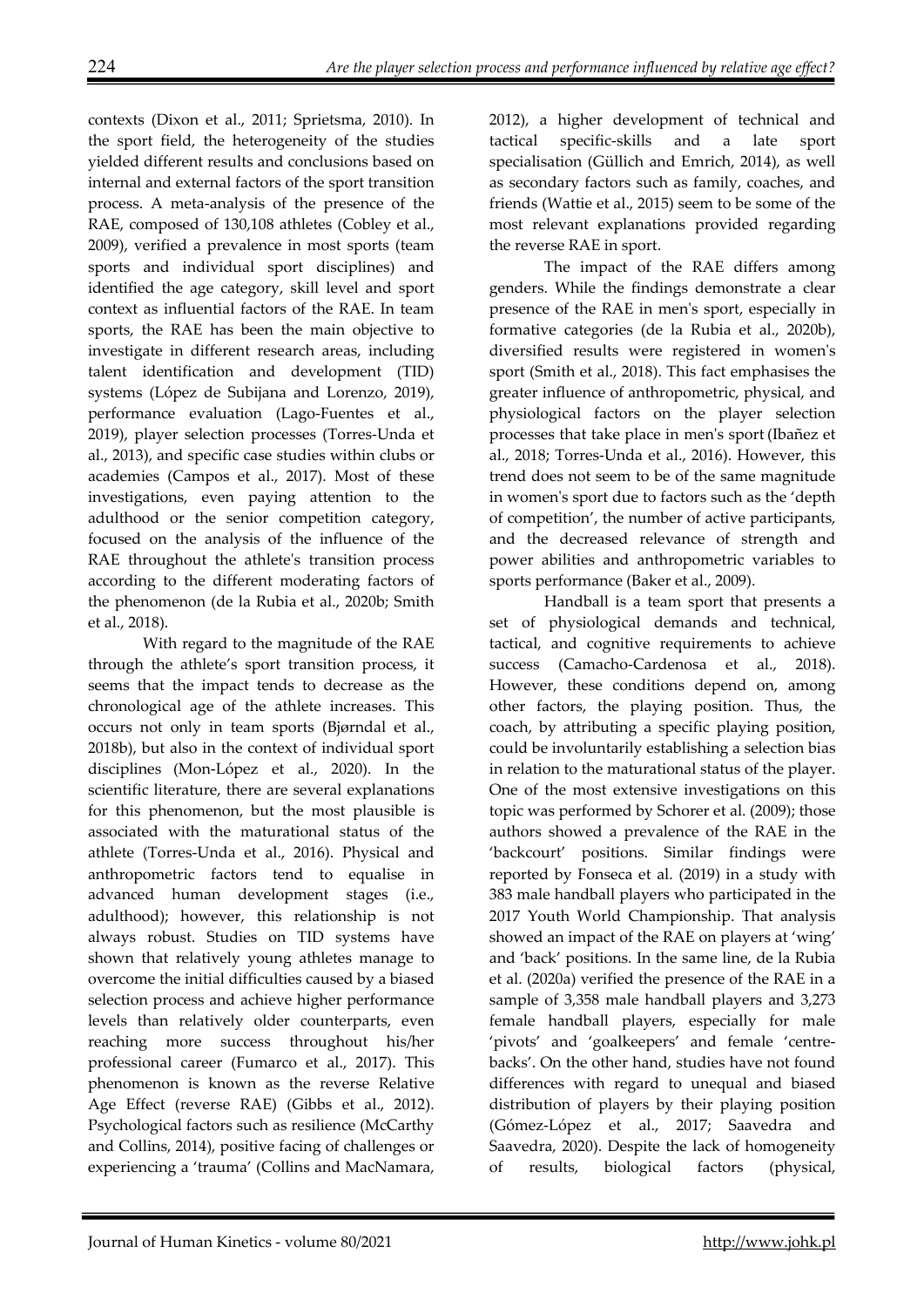contexts (Dixon et al., 2011; Sprietsma, 2010). In the sport field, the heterogeneity of the studies yielded different results and conclusions based on internal and external factors of the sport transition process. A meta-analysis of the presence of the RAE, composed of 130,108 athletes (Cobley et al., 2009), verified a prevalence in most sports (team sports and individual sport disciplines) and identified the age category, skill level and sport context as influential factors of the RAE. In team sports, the RAE has been the main objective to investigate in different research areas, including talent identification and development (TID) systems (López de Subijana and Lorenzo, 2019), performance evaluation (Lago-Fuentes et al., 2019), player selection processes (Torres-Unda et al., 2013), and specific case studies within clubs or academies (Campos et al., 2017). Most of these investigations, even paying attention to the adulthood or the senior competition category, focused on the analysis of the influence of the RAE throughout the athlete's transition process according to the different moderating factors of the phenomenon (de la Rubia et al., 2020b; Smith et al., 2018).

With regard to the magnitude of the RAE through the athlete's sport transition process, it seems that the impact tends to decrease as the chronological age of the athlete increases. This occurs not only in team sports (Bjørndal et al., 2018b), but also in the context of individual sport disciplines (Mon-López et al., 2020). In the scientific literature, there are several explanations for this phenomenon, but the most plausible is associated with the maturational status of the athlete (Torres-Unda et al., 2016). Physical and anthropometric factors tend to equalise in advanced human development stages (i.e., adulthood); however, this relationship is not always robust. Studies on TID systems have shown that relatively young athletes manage to overcome the initial difficulties caused by a biased selection process and achieve higher performance levels than relatively older counterparts, even reaching more success throughout his/her professional career (Fumarco et al., 2017). This phenomenon is known as the reverse Relative Age Effect (reverse RAE) (Gibbs et al., 2012). Psychological factors such as resilience (McCarthy and Collins, 2014), positive facing of challenges or experiencing a 'trauma' (Collins and MacNamara, 2012), a higher development of technical and tactical specific-skills and a late sport specialisation (Güllich and Emrich, 2014), as well as secondary factors such as family, coaches, and friends (Wattie et al., 2015) seem to be some of the most relevant explanations provided regarding the reverse RAE in sport.

The impact of the RAE differs among genders. While the findings demonstrate a clear presence of the RAE in men's sport, especially in formative categories (de la Rubia et al., 2020b), diversified results were registered in women's sport (Smith et al., 2018). This fact emphasises the greater influence of anthropometric, physical, and physiological factors on the player selection processes that take place in men's sport (Ibañez et al., 2018; Torres-Unda et al., 2016). However, this trend does not seem to be of the same magnitude in women's sport due to factors such as the 'depth of competition', the number of active participants, and the decreased relevance of strength and power abilities and anthropometric variables to sports performance (Baker et al., 2009).

Handball is a team sport that presents a set of physiological demands and technical, tactical, and cognitive requirements to achieve success (Camacho-Cardenosa et al., 2018). However, these conditions depend on, among other factors, the playing position. Thus, the coach, by attributing a specific playing position, could be involuntarily establishing a selection bias in relation to the maturational status of the player. One of the most extensive investigations on this topic was performed by Schorer et al. (2009); those authors showed a prevalence of the RAE in the 'backcourt' positions. Similar findings were reported by Fonseca et al. (2019) in a study with 383 male handball players who participated in the 2017 Youth World Championship. That analysis showed an impact of the RAE on players at 'wing' and 'back' positions. In the same line, de la Rubia et al. (2020a) verified the presence of the RAE in a sample of 3,358 male handball players and 3,273 female handball players, especially for male 'pivots' and 'goalkeepers' and female 'centre-backs'. On the other hand, studies have not found differences with regard to unequal and biased distribution of players by their playing position (Gómez-López et al., 2017; Saavedra and Saavedra, 2020). Despite the lack of homogeneity of results, biological factors (physical,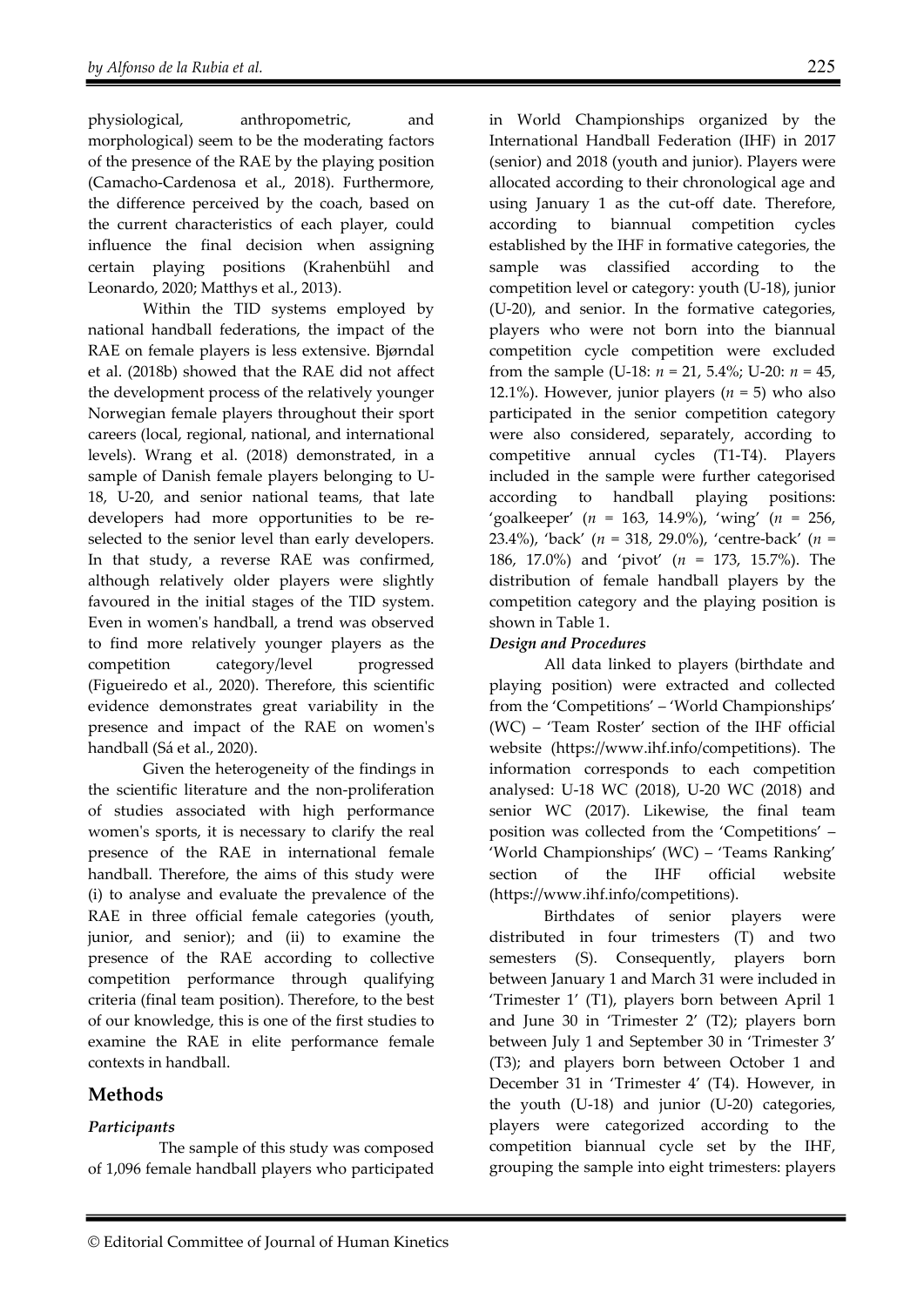physiological, anthropometric, and morphological) seem to be the moderating factors of the presence of the RAE by the playing position (Camacho-Cardenosa et al., 2018). Furthermore, the difference perceived by the coach, based on the current characteristics of each player, could influence the final decision when assigning certain playing positions (Krahenbühl and Leonardo, 2020; Matthys et al., 2013).

Within the TID systems employed by national handball federations, the impact of the RAE on female players is less extensive. Bjørndal et al. (2018b) showed that the RAE did not affect the development process of the relatively younger Norwegian female players throughout their sport careers (local, regional, national, and international levels). Wrang et al. (2018) demonstrated, in a sample of Danish female players belonging to U-18, U-20, and senior national teams, that late developers had more opportunities to be re-selected to the senior level than early developers. In that study, a reverse RAE was confirmed, although relatively older players were slightly favoured in the initial stages of the TID system. Even in women's handball, a trend was observed to find more relatively younger players as the competition category/level progressed (Figueiredo et al., 2020). Therefore, this scientific evidence demonstrates great variability in the presence and impact of the RAE on women's handball (Sá et al., 2020).

Given the heterogeneity of the findings in the scientific literature and the non-proliferation of studies associated with high performance women's sports, it is necessary to clarify the real presence of the RAE in international female handball. Therefore, the aims of this study were (i) to analyse and evaluate the prevalence of the RAE in three official female categories (youth, junior, and senior); and (ii) to examine the presence of the RAE according to collective competition performance through qualifying criteria (final team position). Therefore, to the best of our knowledge, this is one of the first studies to examine the RAE in elite performance female contexts in handball.

## Methods

### *Participants*

The sample of this study was composed of 1,096 female handball players who participated in World Championships organized by the International Handball Federation (IHF) in 2017 (senior) and 2018 (youth and junior). Players were allocated according to their chronological age and using January 1 as the cut-off date. Therefore, according to biannual competition cycles established by the IHF in formative categories, the sample was classified according to the competition level or category: youth (U-18), junior (U-20), and senior. In the formative categories, players who were not born into the biannual competition cycle competition were excluded from the sample (U-18: $n$ = 21, 5.4%; U-20: $n$ = 45, 12.1%). However, junior players ($n$ = 5) who also participated in the senior competition category were also considered, separately, according to competitive annual cycles (T1-T4). Players included in the sample were further categorised according to handball playing positions: 'goalkeeper' ($n$ = 163, 14.9%), 'wing' ($n$ = 256, 23.4%), 'back' ($n$ = 318, 29.0%), 'centre-back' ($n$ = 186, 17.0%) and 'pivot' ($n$ = 173, 15.7%). The distribution of female handball players by the competition category and the playing position is shown in Table 1.

### *Design and Procedures*

All data linked to players (birthdate and playing position) were extracted and collected from the 'Competitions' – 'World Championships' (WC) – 'Team Roster' section of the IHF official website (https://www.ihf.info/competitions). The information corresponds to each competition analysed: U-18 WC (2018), U-20 WC (2018) and senior WC (2017). Likewise, the final team position was collected from the 'Competitions' – 'World Championships' (WC) – 'Teams Ranking' section of the IHF official website (https://www.ihf.info/competitions).

Birthdates of senior players were distributed in four trimesters (T) and two semesters (S). Consequently, players born between January 1 and March 31 were included in 'Trimester 1' (T1), players born between April 1 and June 30 in 'Trimester 2' (T2); players born between July 1 and September 30 in 'Trimester 3' (T3); and players born between October 1 and December 31 in 'Trimester 4' (T4). However, in the youth (U-18) and junior (U-20) categories, players were categorized according to the competition biannual cycle set by the IHF, grouping the sample into eight trimesters: players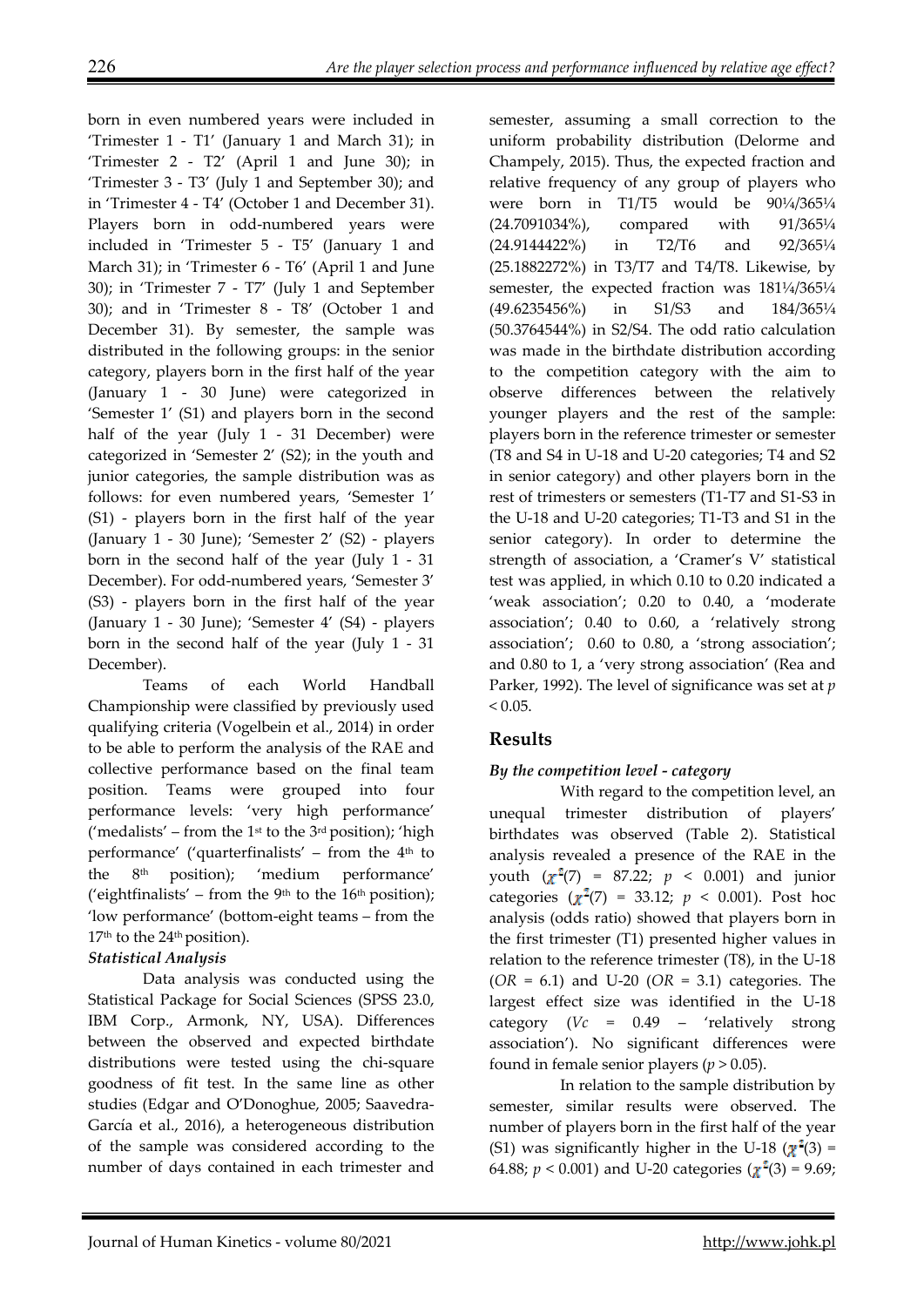born in even numbered years were included in 'Trimester 1 - T1' (January 1 and March 31); in 'Trimester 2 - T2' (April 1 and June 30); in 'Trimester 3 - T3' (July 1 and September 30); and in 'Trimester 4 - T4' (October 1 and December 31). Players born in odd-numbered years were included in 'Trimester 5 - T5' (January 1 and March 31); in 'Trimester 6 - T6' (April 1 and June 30); in 'Trimester 7 - T7' (July 1 and September 30); and in 'Trimester 8 - T8' (October 1 and December 31). By semester, the sample was distributed in the following groups: in the senior category, players born in the first half of the year (January 1 - 30 June) were categorized in 'Semester 1' (S1) and players born in the second half of the year (July 1 - 31 December) were categorized in 'Semester 2' (S2); in the youth and junior categories, the sample distribution was as follows: for even numbered years, 'Semester 1' (S1) - players born in the first half of the year (January 1 - 30 June); 'Semester 2' (S2) - players born in the second half of the year (July 1 - 31 December). For odd-numbered years, 'Semester 3' (S3) - players born in the first half of the year (January 1 - 30 June); 'Semester 4' (S4) - players born in the second half of the year (July 1 - 31 December).

Teams of each World Handball Championship were classified by previously used qualifying criteria (Vogelbein et al., 2014) in order to be able to perform the analysis of the RAE and collective performance based on the final team position. Teams were grouped into four performance levels: 'very high performance' ('medalists' – from the 1st to the 3rd position); 'high performance' ('quarterfinalists' – from the 4th to the 8th position); 'medium performance' ('eightfinalists' – from the 9th to the 16th position); 'low performance' (bottom-eight teams – from the 17th to the 24th position).

### *Statistical Analysis*

Data analysis was conducted using the Statistical Package for Social Sciences (SPSS 23.0, IBM Corp., Armonk, NY, USA). Differences between the observed and expected birthdate distributions were tested using the chi-square goodness of fit test. In the same line as other studies (Edgar and O'Donoghue, 2005; Saavedra-García et al., 2016), a heterogeneous distribution of the sample was considered according to the number of days contained in each trimester and semester, assuming a small correction to the uniform probability distribution (Delorme and Champely, 2015). Thus, the expected fraction and relative frequency of any group of players who were born in T1/T5 would be 90¼/365¼ (24.7091034%), compared with 91/365¼ (24.9144422%) in T2/T6 and 92/365¼ (25.1882272%) in T3/T7 and T4/T8. Likewise, by semester, the expected fraction was 181¼/365¼ (49.6235456%) in S1/S3 and 184/365¼ (50.3764544%) in S2/S4. The odd ratio calculation was made in the birthdate distribution according to the competition category with the aim to observe differences between the relatively younger players and the rest of the sample: players born in the reference trimester or semester (T8 and S4 in U-18 and U-20 categories; T4 and S2 in senior category) and other players born in the rest of trimesters or semesters (T1-T7 and S1-S3 in the U-18 and U-20 categories; T1-T3 and S1 in the senior category). In order to determine the strength of association, a 'Cramer's V' statistical test was applied, in which 0.10 to 0.20 indicated a 'weak association'; 0.20 to 0.40, a 'moderate association'; 0.40 to 0.60, a 'relatively strong association'; 0.60 to 0.80, a 'strong association'; and 0.80 to 1, a 'very strong association' (Rea and Parker, 1992). The level of significance was set at $p < 0.05$.

## Results

### *By the competition level - category*

With regard to the competition level, an unequal trimester distribution of players' birthdates was observed (Table 2). Statistical analysis revealed a presence of the RAE in the youth ($\chi^2(7)$ = 87.22; $p < 0.001$) and junior categories ($\chi^2(7)$ = 33.12; $p < 0.001$). Post hoc analysis (odds ratio) showed that players born in the first trimester (T1) presented higher values in relation to the reference trimester (T8), in the U-18 (*OR* = 6.1) and U-20 (*OR* = 3.1) categories. The largest effect size was identified in the U-18 category (*Vc* = 0.49 – 'relatively strong association'). No significant differences were found in female senior players ($p > 0.05$).

In relation to the sample distribution by semester, similar results were observed. The number of players born in the first half of the year (S1) was significantly higher in the U-18 ($\chi^2(3)$ = 64.88; $p < 0.001$) and U-20 categories ($\chi^2(3)$ = 9.69;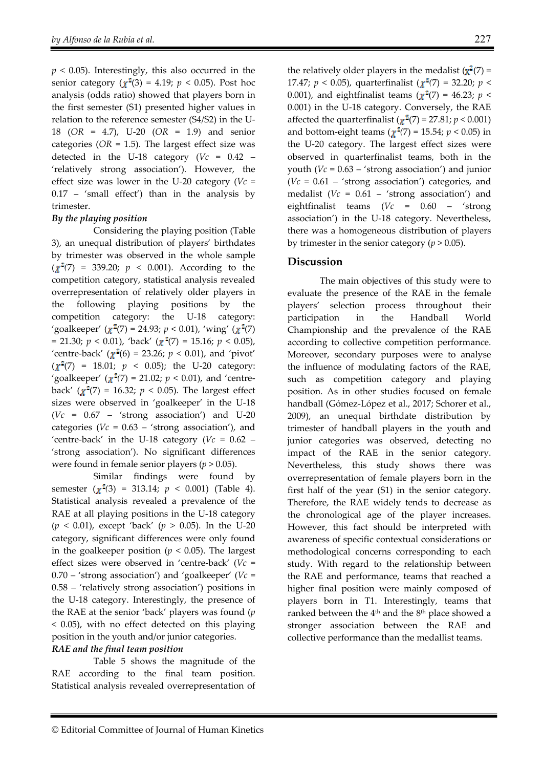$p < 0.05$). Interestingly, this also occurred in the senior category ($\chi^2(3) = 4.19$; $p < 0.05$). Post hoc analysis (odds ratio) showed that players born in the first semester (S1) presented higher values in relation to the reference semester (S4/S2) in the U-18 (*OR* = 4.7), U-20 (*OR* = 1.9) and senior categories (*OR* = 1.5). The largest effect size was detected in the U-18 category (*Vc* = 0.42 – 'relatively strong association'). However, the effect size was lower in the U-20 category (*Vc* = 0.17 – 'small effect') than in the analysis by trimester.

***By the playing position***

Considering the playing position (Table 3), an unequal distribution of players' birthdates by trimester was observed in the whole sample ($\chi^2(7) = 339.20$; $p < 0.001$). According to the competition category, statistical analysis revealed overrepresentation of relatively older players in the following playing positions by the competition category: the U-18 category: 'goalkeeper' ($\chi^2(7) = 24.93$; $p < 0.01$), 'wing' ($\chi^2(7) = 21.30$; $p < 0.01$), 'back' ($\chi^2(7) = 15.16$; $p < 0.05$), 'centre-back' ($\chi^2(6) = 23.26$; $p < 0.01$), and 'pivot' ($\chi^2(7) = 18.01$; $p < 0.05$); the U-20 category: 'goalkeeper' ($\chi^2(7) = 21.02$; $p < 0.01$), and 'centre-back' ($\chi^2(7) = 16.32$; $p < 0.05$). The largest effect sizes were observed in 'goalkeeper' in the U-18 (*Vc* = 0.67 – 'strong association') and U-20 categories (*Vc* = 0.63 – 'strong association'), and 'centre-back' in the U-18 category (*Vc* = 0.62 – 'strong association'). No significant differences were found in female senior players ($p > 0.05$).

Similar findings were found by semester ($\chi^2(3) = 313.14$; $p < 0.001$) (Table 4). Statistical analysis revealed a prevalence of the RAE at all playing positions in the U-18 category ($p < 0.01$), except 'back' ($p > 0.05$). In the U-20 category, significant differences were only found in the goalkeeper position ($p < 0.05$). The largest effect sizes were observed in 'centre-back' (*Vc* = 0.70 – 'strong association') and 'goalkeeper' (*Vc* = 0.58 – 'relatively strong association') positions in the U-18 category. Interestingly, the presence of the RAE at the senior 'back' players was found ($p < 0.05$), with no effect detected on this playing position in the youth and/or junior categories.

***RAE and the final team position***

Table 5 shows the magnitude of the RAE according to the final team position. Statistical analysis revealed overrepresentation of the relatively older players in the medalist ($\chi^2(7) = 17.47$; $p < 0.05$), quarterfinalist ($\chi^2(7) = 32.20$; $p < 0.001$), and eightfinalist teams ($\chi^2(7) = 46.23$; $p < 0.001$) in the U-18 category. Conversely, the RAE affected the quarterfinalist ($\chi^2(7) = 27.81$; $p < 0.001$) and bottom-eight teams ($\chi^2(7) = 15.54$; $p < 0.05$) in the U-20 category. The largest effect sizes were observed in quarterfinalist teams, both in the youth (*Vc* = 0.63 – 'strong association') and junior (*Vc* = 0.61 – 'strong association') categories, and medalist (*Vc* = 0.61 – 'strong association') and eightfinalist teams (*Vc* = 0.60 – 'strong association') in the U-18 category. Nevertheless, there was a homogeneous distribution of players by trimester in the senior category ($p > 0.05$).

## Discussion

The main objectives of this study were to evaluate the presence of the RAE in the female players' selection process throughout their participation in the Handball World Championship and the prevalence of the RAE according to collective competition performance. Moreover, secondary purposes were to analyse the influence of modulating factors of the RAE, such as competition category and playing position. As in other studies focused on female handball (Gómez-López et al., 2017; Schorer et al., 2009), an unequal birthdate distribution by trimester of handball players in the youth and junior categories was observed, detecting no impact of the RAE in the senior category. Nevertheless, this study shows there was overrepresentation of female players born in the first half of the year (S1) in the senior category. Therefore, the RAE widely tends to decrease as the chronological age of the player increases. However, this fact should be interpreted with awareness of specific contextual considerations or methodological concerns corresponding to each study. With regard to the relationship between the RAE and performance, teams that reached a higher final position were mainly composed of players born in T1. Interestingly, teams that ranked between the 4th and the 8th place showed a stronger association between the RAE and collective performance than the medallist teams.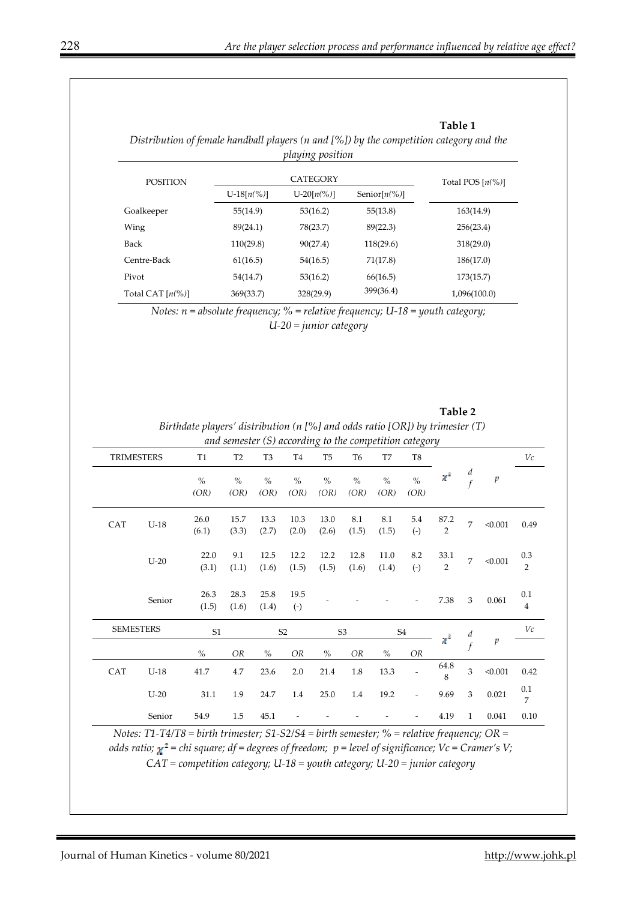**Table 1**

*Distribution of female handball players (n and [%]) by the competition category and the playing position*

| POSITION | CATEGORY | | | Total POS [$n$(%)] |
|---|---|---|---|---|
| | U-18[$n$(%)] | U-20[$n$(%)] | Senior[$n$(%)] | |
| Goalkeeper | 55(14.9) | 53(16.2) | 55(13.8) | 163(14.9) |
| Wing | 89(24.1) | 78(23.7) | 89(22.3) | 256(23.4) |
| Back | 110(29.8) | 90(27.4) | 118(29.6) | 318(29.0) |
| Centre-Back | 61(16.5) | 54(16.5) | 71(17.8) | 186(17.0) |
| Pivot | 54(14.7) | 53(16.2) | 66(16.5) | 173(15.7) |
| Total CAT [$n$(%)] | 369(33.7) | 328(29.9) | 399(36.4) | 1,096(100.0) |

*Notes: n = absolute frequency; % = relative frequency; U-18 = youth category; U-20 = junior category*

**Table 2**

*Birthdate players' distribution (n [%] and odds ratio [OR]) by trimester (T) and semester (S) according to the competition category*

| TRIMESTERS | | T1 | T2 | T3 | T4 | T5 | T6 | T7 | T8 | $\chi^2$ | df | p | Vc |
|---|---|---|---|---|---|---|---|---|---|---|---|---|---|
| | | % (OR) | % (OR) | % (OR) | % (OR) | % (OR) | % (OR) | % (OR) | % (OR) | | | | |
| CAT | U-18 | 26.0 (6.1) | 15.7 (3.3) | 13.3 (2.7) | 10.3 (2.0) | 13.0 (2.6) | 8.1 (1.5) | 8.1 (1.5) | 5.4 (-) | 87.22 | 7 | <0.001 | 0.49 |
| | U-20 | 22.0 (3.1) | 9.1 (1.1) | 12.5 (1.6) | 12.2 (1.5) | 12.2 (1.5) | 12.8 (1.6) | 11.0 (1.4) | 8.2 (-) | 33.12 | 7 | <0.001 | 0.32 |
| | Senior | 26.3 (1.5) | 28.3 (1.6) | 25.8 (1.4) | 19.5 (-) | - | - | - | - | 7.38 | 3 | 0.061 | 0.14 |

| SEMESTERS | | S1 | | S2 | | S3 | | S4 | | $\chi^2$ | df | p | Vc |
|---|---|---|---|---|---|---|---|---|---|---|---|---|---|
| | | % | OR | % | OR | % | OR | % | OR | | | | |
| CAT | U-18 | 41.7 | 4.7 | 23.6 | 2.0 | 21.4 | 1.8 | 13.3 | - | 64.88 | 3 | <0.001 | 0.42 |
| | U-20 | 31.1 | 1.9 | 24.7 | 1.4 | 25.0 | 1.4 | 19.2 | - | 9.69 | 3 | 0.021 | 0.17 |
| | Senior | 54.9 | 1.5 | 45.1 | - | - | - | - | - | 4.19 | 1 | 0.041 | 0.10 |

*Notes: T1-T4/T8 = birth trimester; S1-S2/S4 = birth semester; % = relative frequency; OR = odds ratio; $\chi^2$ = chi square; df = degrees of freedom; p = level of significance; Vc = Cramer's V; CAT = competition category; U-18 = youth category; U-20 = junior category*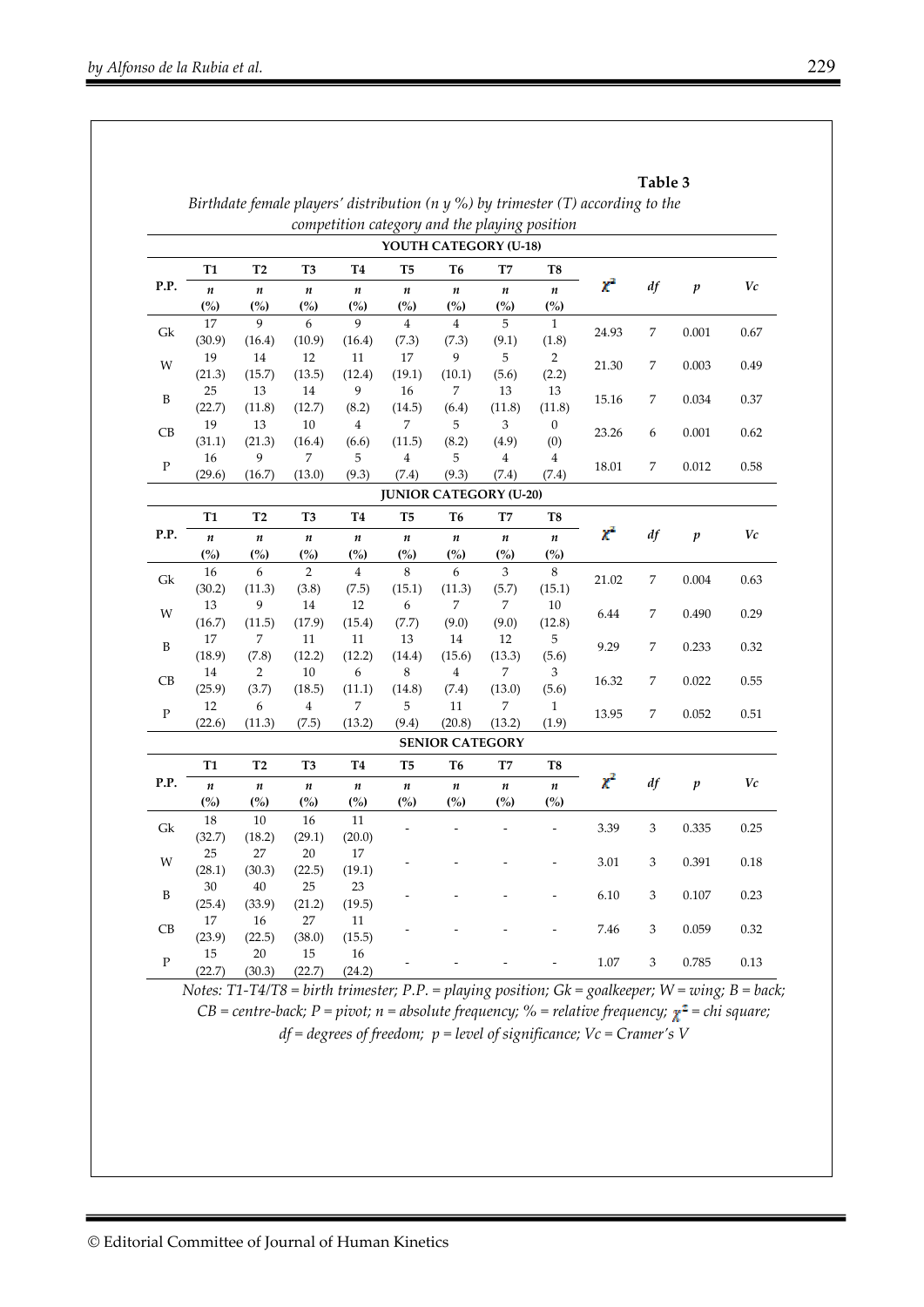**Table 3**

*Birthdate female players' distribution (n y %) by trimester (T) according to the competition category and the playing position*

| P.P. | T1 n (%) | T2 n (%) | T3 n (%) | T4 n (%) | T5 n (%) | T6 n (%) | T7 n (%) | T8 n (%) | $\chi^2$ | df | p | Vc |
|---|---|---|---|---|---|---|---|---|---|---|---|---|
| **YOUTH CATEGORY (U-18)** | | | | | | | | | | | | |
| Gk | 17 (30.9) | 9 (16.4) | 6 (10.9) | 9 (16.4) | 4 (7.3) | 4 (7.3) | 5 (9.1) | 1 (1.8) | 24.93 | 7 | 0.001 | 0.67 |
| W | 19 (21.3) | 14 (15.7) | 12 (13.5) | 11 (12.4) | 17 (19.1) | 9 (10.1) | 5 (5.6) | 2 (2.2) | 21.30 | 7 | 0.003 | 0.49 |
| B | 25 (22.7) | 13 (11.8) | 14 (12.7) | 9 (8.2) | 16 (14.5) | 7 (6.4) | 13 (11.8) | 13 (11.8) | 15.16 | 7 | 0.034 | 0.37 |
| CB | 19 (31.1) | 13 (21.3) | 10 (16.4) | 4 (6.6) | 7 (11.5) | 5 (8.2) | 3 (4.9) | 0 (0) | 23.26 | 6 | 0.001 | 0.62 |
| P | 16 (29.6) | 9 (16.7) | 7 (13.0) | 5 (9.3) | 4 (7.4) | 5 (9.3) | 4 (7.4) | 4 (7.4) | 18.01 | 7 | 0.012 | 0.58 |
| **JUNIOR CATEGORY (U-20)** | | | | | | | | | | | | |
| Gk | 16 (30.2) | 6 (11.3) | 2 (3.8) | 4 (7.5) | 8 (15.1) | 6 (11.3) | 3 (5.7) | 8 (15.1) | 21.02 | 7 | 0.004 | 0.63 |
| W | 13 (16.7) | 9 (11.5) | 14 (17.9) | 12 (15.4) | 6 (7.7) | 7 (9.0) | 7 (9.0) | 10 (12.8) | 6.44 | 7 | 0.490 | 0.29 |
| B | 17 (18.9) | 7 (7.8) | 11 (12.2) | 11 (12.2) | 13 (14.4) | 14 (15.6) | 12 (13.3) | 5 (5.6) | 9.29 | 7 | 0.233 | 0.32 |
| CB | 14 (25.9) | 2 (3.7) | 10 (18.5) | 6 (11.1) | 8 (14.8) | 4 (7.4) | 7 (13.0) | 3 (5.6) | 16.32 | 7 | 0.022 | 0.55 |
| P | 12 (22.6) | 6 (11.3) | 4 (7.5) | 7 (13.2) | 5 (9.4) | 11 (20.8) | 7 (13.2) | 1 (1.9) | 13.95 | 7 | 0.052 | 0.51 |
| **SENIOR CATEGORY** | | | | | | | | | | | | |
| Gk | 18 (32.7) | 10 (18.2) | 16 (29.1) | 11 (20.0) | - | - | - | - | 3.39 | 3 | 0.335 | 0.25 |
| W | 25 (28.1) | 27 (30.3) | 20 (22.5) | 17 (19.1) | - | - | - | - | 3.01 | 3 | 0.391 | 0.18 |
| B | 30 (25.4) | 40 (33.9) | 25 (21.2) | 23 (19.5) | - | - | - | - | 6.10 | 3 | 0.107 | 0.23 |
| CB | 17 (23.9) | 16 (22.5) | 27 (38.0) | 11 (15.5) | - | - | - | - | 7.46 | 3 | 0.059 | 0.32 |
| P | 15 (22.7) | 20 (30.3) | 15 (22.7) | 16 (24.2) | - | - | - | - | 1.07 | 3 | 0.785 | 0.13 |

*Notes: T1-T4/T8 = birth trimester; P.P. = playing position; Gk = goalkeeper; W = wing; B = back; CB = centre-back; P = pivot; n = absolute frequency; % = relative frequency; $\chi^2$ = chi square; df = degrees of freedom; p = level of significance; Vc = Cramer's V*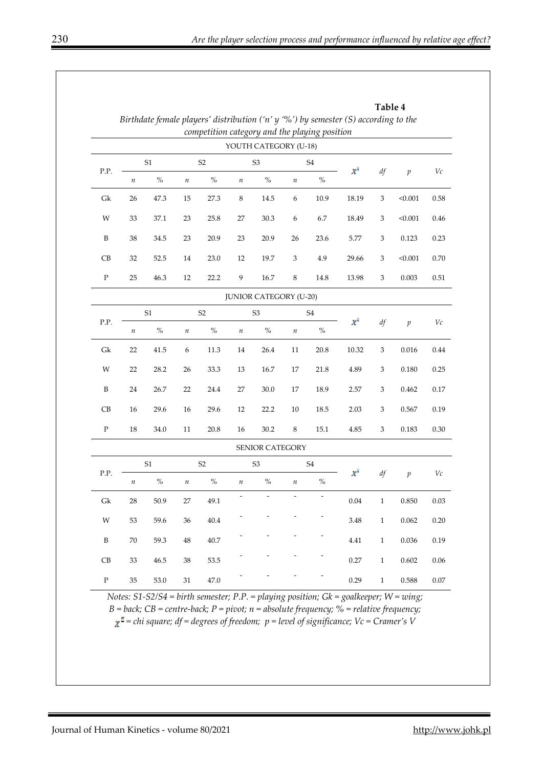**Table 4**

*Birthdate female players' distribution ('n' y '%') by semester (S) according to the competition category and the playing position*

| P.P. | S1 | | S2 | | S3 | | S4 | | $\chi^2$ | *df* | *p* | *Vc* |
|---|---|---|---|---|---|---|---|---|---|---|---|---|
| | *n* | % | *n* | % | *n* | % | *n* | % | | | | |
| **YOUTH CATEGORY (U-18)** | | | | | | | | | | | | |
| Gk | 26 | 47.3 | 15 | 27.3 | 8 | 14.5 | 6 | 10.9 | 18.19 | 3 | <0.001 | 0.58 |
| W | 33 | 37.1 | 23 | 25.8 | 27 | 30.3 | 6 | 6.7 | 18.49 | 3 | <0.001 | 0.46 |
| B | 38 | 34.5 | 23 | 20.9 | 23 | 20.9 | 26 | 23.6 | 5.77 | 3 | 0.123 | 0.23 |
| CB | 32 | 52.5 | 14 | 23.0 | 12 | 19.7 | 3 | 4.9 | 29.66 | 3 | <0.001 | 0.70 |
| P | 25 | 46.3 | 12 | 22.2 | 9 | 16.7 | 8 | 14.8 | 13.98 | 3 | 0.003 | 0.51 |
| **JUNIOR CATEGORY (U-20)** | | | | | | | | | | | | |
| Gk | 22 | 41.5 | 6 | 11.3 | 14 | 26.4 | 11 | 20.8 | 10.32 | 3 | 0.016 | 0.44 |
| W | 22 | 28.2 | 26 | 33.3 | 13 | 16.7 | 17 | 21.8 | 4.89 | 3 | 0.180 | 0.25 |
| B | 24 | 26.7 | 22 | 24.4 | 27 | 30.0 | 17 | 18.9 | 2.57 | 3 | 0.462 | 0.17 |
| CB | 16 | 29.6 | 16 | 29.6 | 12 | 22.2 | 10 | 18.5 | 2.03 | 3 | 0.567 | 0.19 |
| P | 18 | 34.0 | 11 | 20.8 | 16 | 30.2 | 8 | 15.1 | 4.85 | 3 | 0.183 | 0.30 |
| **SENIOR CATEGORY** | | | | | | | | | | | | |
| Gk | 28 | 50.9 | 27 | 49.1 | - | - | - | - | 0.04 | 1 | 0.850 | 0.03 |
| W | 53 | 59.6 | 36 | 40.4 | - | - | - | - | 3.48 | 1 | 0.062 | 0.20 |
| B | 70 | 59.3 | 48 | 40.7 | - | - | - | - | 4.41 | 1 | 0.036 | 0.19 |
| CB | 33 | 46.5 | 38 | 53.5 | - | - | - | - | 0.27 | 1 | 0.602 | 0.06 |
| P | 35 | 53.0 | 31 | 47.0 | - | - | - | - | 0.29 | 1 | 0.588 | 0.07 |

*Notes: S1-S2/S4 = birth semester; P.P. = playing position; Gk = goalkeeper; W = wing; B = back; CB = centre-back; P = pivot; n = absolute frequency; % = relative frequency; $\chi^2$ = chi square; df = degrees of freedom; p = level of significance; Vc = Cramer's V*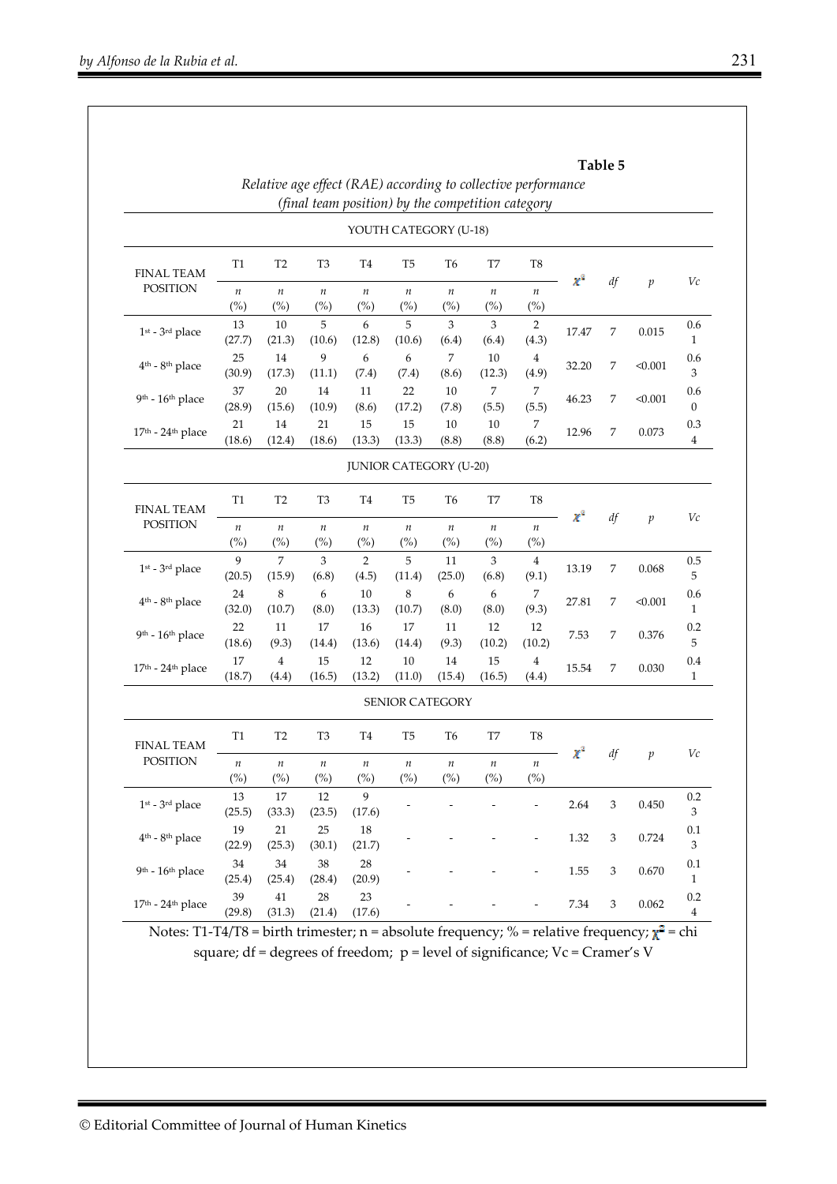**Table 5**

*Relative age effect (RAE) according to collective performance (final team position) by the competition category*

| YOUTH CATEGORY (U-18) | | | | | | | | | | | | |
|---|---|---|---|---|---|---|---|---|---|---|---|---|
| FINAL TEAM POSITION | T1 | T2 | T3 | T4 | T5 | T6 | T7 | T8 | $\chi^2$ | *df* | *p* | *Vc* |
| | *n* (%) | *n* (%) | *n* (%) | *n* (%) | *n* (%) | *n* (%) | *n* (%) | *n* (%) | | | | |
| 1st - 3rd place | 13 (27.7) | 10 (21.3) | 5 (10.6) | 6 (12.8) | 5 (10.6) | 3 (6.4) | 3 (6.4) | 2 (4.3) | 17.47 | 7 | 0.015 | 0.61 |
| 4th - 8th place | 25 (30.9) | 14 (17.3) | 9 (11.1) | 6 (7.4) | 6 (7.4) | 7 (8.6) | 10 (12.3) | 4 (4.9) | 32.20 | 7 | <0.001 | 0.63 |
| 9th - 16th place | 37 (28.9) | 20 (15.6) | 14 (10.9) | 11 (8.6) | 22 (17.2) | 10 (7.8) | 7 (5.5) | 7 (5.5) | 46.23 | 7 | <0.001 | 0.60 |
| 17th - 24th place | 21 (18.6) | 14 (12.4) | 21 (18.6) | 15 (13.3) | 15 (13.3) | 10 (8.8) | 10 (8.8) | 7 (6.2) | 12.96 | 7 | 0.073 | 0.34 |

| JUNIOR CATEGORY (U-20) | | | | | | | | | | | | |
|---|---|---|---|---|---|---|---|---|---|---|---|---|
| FINAL TEAM POSITION | T1 | T2 | T3 | T4 | T5 | T6 | T7 | T8 | $\chi^2$ | *df* | *p* | *Vc* |
| | *n* (%) | *n* (%) | *n* (%) | *n* (%) | *n* (%) | *n* (%) | *n* (%) | *n* (%) | | | | |
| 1st - 3rd place | 9 (20.5) | 7 (15.9) | 3 (6.8) | 2 (4.5) | 5 (11.4) | 11 (25.0) | 3 (6.8) | 4 (9.1) | 13.19 | 7 | 0.068 | 0.55 |
| 4th - 8th place | 24 (32.0) | 8 (10.7) | 6 (8.0) | 10 (13.3) | 8 (10.7) | 6 (8.0) | 6 (8.0) | 7 (9.3) | 27.81 | 7 | <0.001 | 0.61 |
| 9th - 16th place | 22 (18.6) | 11 (9.3) | 17 (14.4) | 16 (13.6) | 17 (14.4) | 11 (9.3) | 12 (10.2) | 12 (10.2) | 7.53 | 7 | 0.376 | 0.25 |
| 17th - 24th place | 17 (18.7) | 4 (4.4) | 15 (16.5) | 12 (13.2) | 10 (11.0) | 14 (15.4) | 15 (16.5) | 4 (4.4) | 15.54 | 7 | 0.030 | 0.41 |

| SENIOR CATEGORY | | | | | | | | | | | | |
|---|---|---|---|---|---|---|---|---|---|---|---|---|
| FINAL TEAM POSITION | T1 | T2 | T3 | T4 | T5 | T6 | T7 | T8 | $\chi^2$ | *df* | *p* | *Vc* |
| | *n* (%) | *n* (%) | *n* (%) | *n* (%) | *n* (%) | *n* (%) | *n* (%) | *n* (%) | | | | |
| 1st - 3rd place | 13 (25.5) | 17 (33.3) | 12 (23.5) | 9 (17.6) | - | - | - | - | 2.64 | 3 | 0.450 | 0.23 |
| 4th - 8th place | 19 (22.9) | 21 (25.3) | 25 (30.1) | 18 (21.7) | - | - | - | - | 1.32 | 3 | 0.724 | 0.13 |
| 9th - 16th place | 34 (25.4) | 34 (25.4) | 38 (28.4) | 28 (20.9) | - | - | - | - | 1.55 | 3 | 0.670 | 0.11 |
| 17th - 24th place | 39 (29.8) | 41 (31.3) | 28 (21.4) | 23 (17.6) | - | - | - | - | 7.34 | 3 | 0.062 | 0.24 |

Notes: T1-T4/T8 = birth trimester; n = absolute frequency; % = relative frequency; $\chi^2$ = chi square; df = degrees of freedom; p = level of significance; Vc = Cramer's V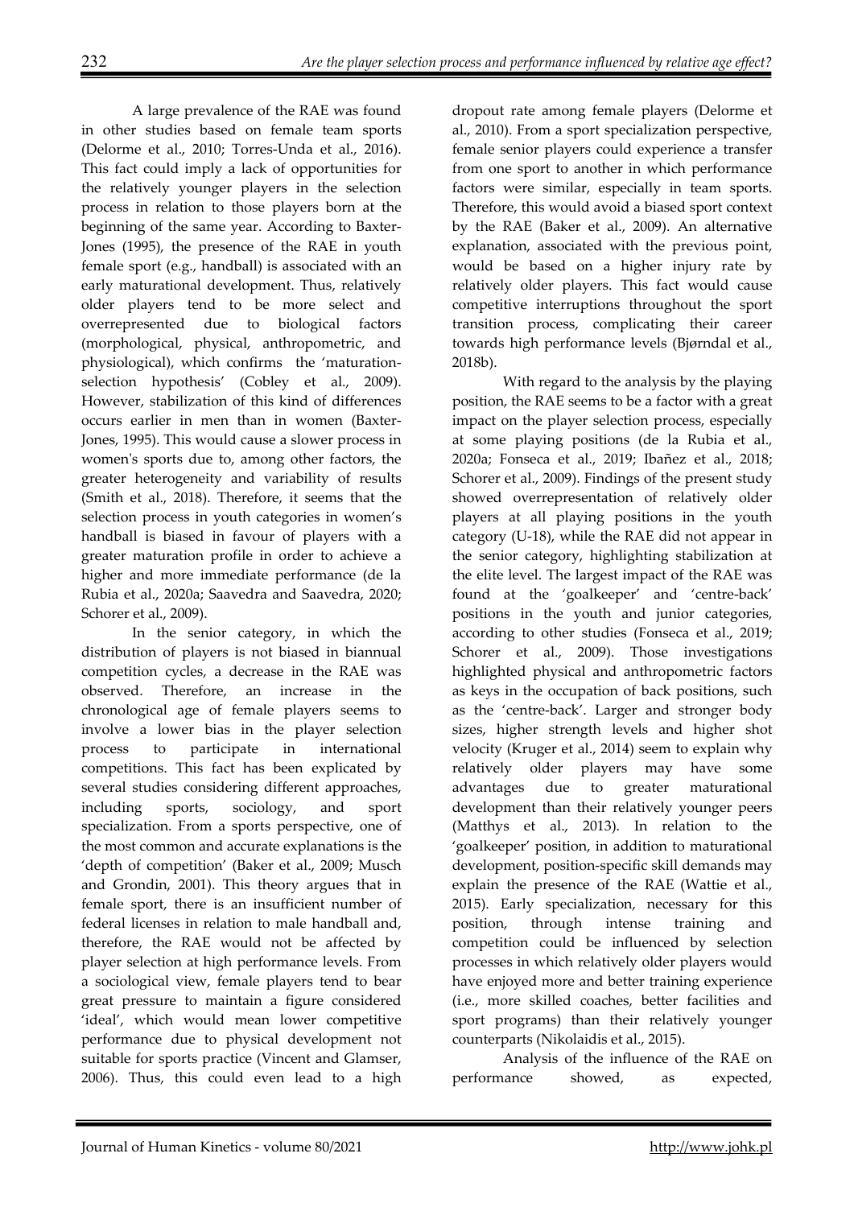A large prevalence of the RAE was found in other studies based on female team sports (Delorme et al., 2010; Torres-Unda et al., 2016). This fact could imply a lack of opportunities for the relatively younger players in the selection process in relation to those players born at the beginning of the same year. According to Baxter-Jones (1995), the presence of the RAE in youth female sport (e.g., handball) is associated with an early maturational development. Thus, relatively older players tend to be more select and overrepresented due to biological factors (morphological, physical, anthropometric, and physiological), which confirms the 'maturation-selection hypothesis' (Cobley et al., 2009). However, stabilization of this kind of differences occurs earlier in men than in women (Baxter-Jones, 1995). This would cause a slower process in women's sports due to, among other factors, the greater heterogeneity and variability of results (Smith et al., 2018). Therefore, it seems that the selection process in youth categories in women's handball is biased in favour of players with a greater maturation profile in order to achieve a higher and more immediate performance (de la Rubia et al., 2020a; Saavedra and Saavedra, 2020; Schorer et al., 2009).

In the senior category, in which the distribution of players is not biased in biannual competition cycles, a decrease in the RAE was observed. Therefore, an increase in the chronological age of female players seems to involve a lower bias in the player selection process to participate in international competitions. This fact has been explicated by several studies considering different approaches, including sports, sociology, and sport specialization. From a sports perspective, one of the most common and accurate explanations is the 'depth of competition' (Baker et al., 2009; Musch and Grondin, 2001). This theory argues that in female sport, there is an insufficient number of federal licenses in relation to male handball and, therefore, the RAE would not be affected by player selection at high performance levels. From a sociological view, female players tend to bear great pressure to maintain a figure considered 'ideal', which would mean lower competitive performance due to physical development not suitable for sports practice (Vincent and Glamser, 2006). Thus, this could even lead to a high dropout rate among female players (Delorme et al., 2010). From a sport specialization perspective, female senior players could experience a transfer from one sport to another in which performance factors were similar, especially in team sports. Therefore, this would avoid a biased sport context by the RAE (Baker et al., 2009). An alternative explanation, associated with the previous point, would be based on a higher injury rate by relatively older players. This fact would cause competitive interruptions throughout the sport transition process, complicating their career towards high performance levels (Bjørndal et al., 2018b).

With regard to the analysis by the playing position, the RAE seems to be a factor with a great impact on the player selection process, especially at some playing positions (de la Rubia et al., 2020a; Fonseca et al., 2019; Ibañez et al., 2018; Schorer et al., 2009). Findings of the present study showed overrepresentation of relatively older players at all playing positions in the youth category (U-18), while the RAE did not appear in the senior category, highlighting stabilization at the elite level. The largest impact of the RAE was found at the 'goalkeeper' and 'centre-back' positions in the youth and junior categories, according to other studies (Fonseca et al., 2019; Schorer et al., 2009). Those investigations highlighted physical and anthropometric factors as keys in the occupation of back positions, such as the 'centre-back'. Larger and stronger body sizes, higher strength levels and higher shot velocity (Kruger et al., 2014) seem to explain why relatively older players may have some advantages due to greater maturational development than their relatively younger peers (Matthys et al., 2013). In relation to the 'goalkeeper' position, in addition to maturational development, position-specific skill demands may explain the presence of the RAE (Wattie et al., 2015). Early specialization, necessary for this position, through intense training and competition could be influenced by selection processes in which relatively older players would have enjoyed more and better training experience (i.e., more skilled coaches, better facilities and sport programs) than their relatively younger counterparts (Nikolaidis et al., 2015).

Analysis of the influence of the RAE on performance showed, as expected,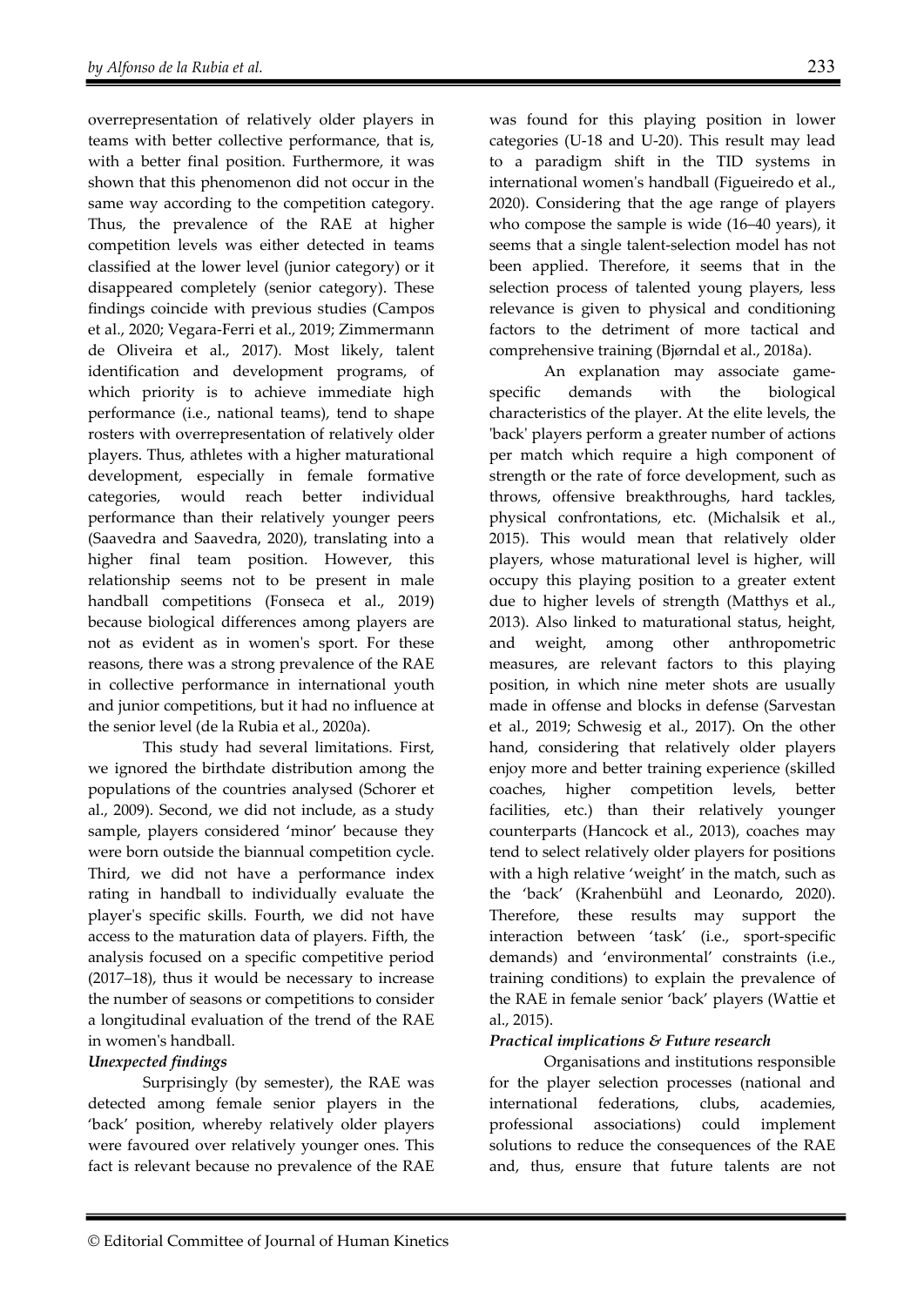overrepresentation of relatively older players in teams with better collective performance, that is, with a better final position. Furthermore, it was shown that this phenomenon did not occur in the same way according to the competition category. Thus, the prevalence of the RAE at higher competition levels was either detected in teams classified at the lower level (junior category) or it disappeared completely (senior category). These findings coincide with previous studies (Campos et al., 2020; Vegara-Ferri et al., 2019; Zimmermann de Oliveira et al., 2017). Most likely, talent identification and development programs, of which priority is to achieve immediate high performance (i.e., national teams), tend to shape rosters with overrepresentation of relatively older players. Thus, athletes with a higher maturational development, especially in female formative categories, would reach better individual performance than their relatively younger peers (Saavedra and Saavedra, 2020), translating into a higher final team position. However, this relationship seems not to be present in male handball competitions (Fonseca et al., 2019) because biological differences among players are not as evident as in women's sport. For these reasons, there was a strong prevalence of the RAE in collective performance in international youth and junior competitions, but it had no influence at the senior level (de la Rubia et al., 2020a).

This study had several limitations. First, we ignored the birthdate distribution among the populations of the countries analysed (Schorer et al., 2009). Second, we did not include, as a study sample, players considered 'minor' because they were born outside the biannual competition cycle. Third, we did not have a performance index rating in handball to individually evaluate the player's specific skills. Fourth, we did not have access to the maturation data of players. Fifth, the analysis focused on a specific competitive period (2017–18), thus it would be necessary to increase the number of seasons or competitions to consider a longitudinal evaluation of the trend of the RAE in women's handball.

***Unexpected findings***

Surprisingly (by semester), the RAE was detected among female senior players in the 'back' position, whereby relatively older players were favoured over relatively younger ones. This fact is relevant because no prevalence of the RAE was found for this playing position in lower categories (U-18 and U-20). This result may lead to a paradigm shift in the TID systems in international women's handball (Figueiredo et al., 2020). Considering that the age range of players who compose the sample is wide (16–40 years), it seems that a single talent-selection model has not been applied. Therefore, it seems that in the selection process of talented young players, less relevance is given to physical and conditioning factors to the detriment of more tactical and comprehensive training (Bjørndal et al., 2018a).

An explanation may associate game-specific demands with the biological characteristics of the player. At the elite levels, the 'back' players perform a greater number of actions per match which require a high component of strength or the rate of force development, such as throws, offensive breakthroughs, hard tackles, physical confrontations, etc. (Michalsik et al., 2015). This would mean that relatively older players, whose maturational level is higher, will occupy this playing position to a greater extent due to higher levels of strength (Matthys et al., 2013). Also linked to maturational status, height, and weight, among other anthropometric measures, are relevant factors to this playing position, in which nine meter shots are usually made in offense and blocks in defense (Sarvestan et al., 2019; Schwesig et al., 2017). On the other hand, considering that relatively older players enjoy more and better training experience (skilled coaches, higher competition levels, better facilities, etc.) than their relatively younger counterparts (Hancock et al., 2013), coaches may tend to select relatively older players for positions with a high relative 'weight' in the match, such as the 'back' (Krahenbühl and Leonardo, 2020). Therefore, these results may support the interaction between 'task' (i.e., sport-specific demands) and 'environmental' constraints (i.e., training conditions) to explain the prevalence of the RAE in female senior 'back' players (Wattie et al., 2015).

***Practical implications & Future research***

Organisations and institutions responsible for the player selection processes (national and international federations, clubs, academies, professional associations) could implement solutions to reduce the consequences of the RAE and, thus, ensure that future talents are not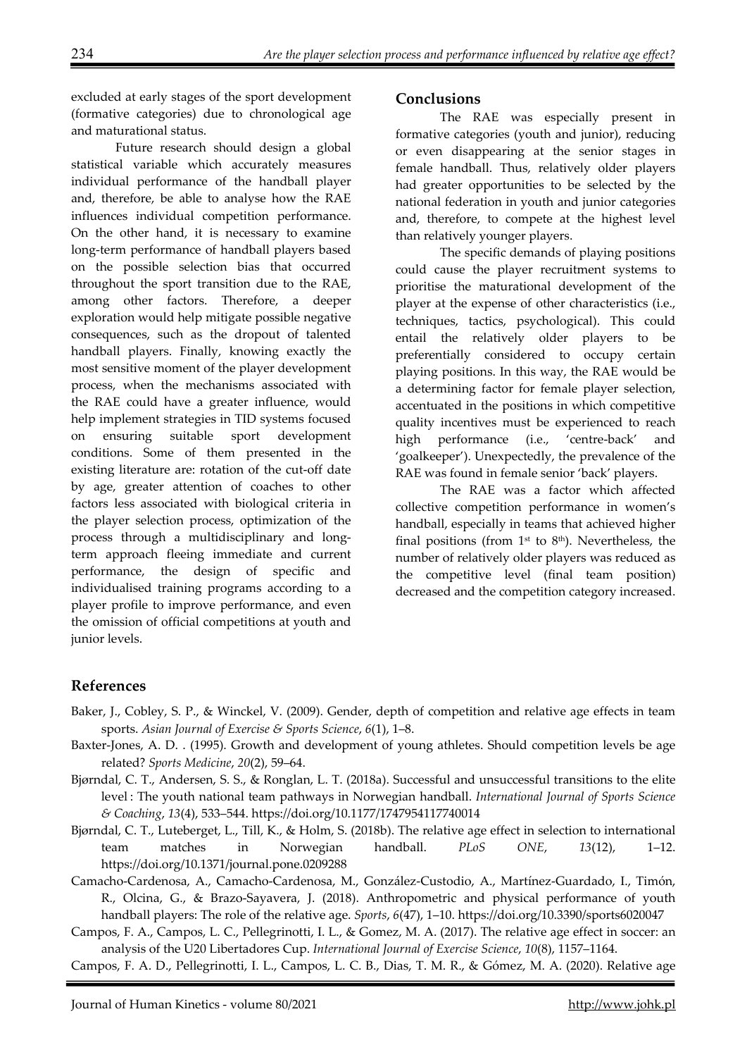excluded at early stages of the sport development (formative categories) due to chronological age and maturational status.

Future research should design a global statistical variable which accurately measures individual performance of the handball player and, therefore, be able to analyse how the RAE influences individual competition performance. On the other hand, it is necessary to examine long-term performance of handball players based on the possible selection bias that occurred throughout the sport transition due to the RAE, among other factors. Therefore, a deeper exploration would help mitigate possible negative consequences, such as the dropout of talented handball players. Finally, knowing exactly the most sensitive moment of the player development process, when the mechanisms associated with the RAE could have a greater influence, would help implement strategies in TID systems focused on ensuring suitable sport development conditions. Some of them presented in the existing literature are: rotation of the cut-off date by age, greater attention of coaches to other factors less associated with biological criteria in the player selection process, optimization of the process through a multidisciplinary and long-term approach fleeing immediate and current performance, the design of specific and individualised training programs according to a player profile to improve performance, and even the omission of official competitions at youth and junior levels.

## Conclusions

The RAE was especially present in formative categories (youth and junior), reducing or even disappearing at the senior stages in female handball. Thus, relatively older players had greater opportunities to be selected by the national federation in youth and junior categories and, therefore, to compete at the highest level than relatively younger players.

The specific demands of playing positions could cause the player recruitment systems to prioritise the maturational development of the player at the expense of other characteristics (i.e., techniques, tactics, psychological). This could entail the relatively older players to be preferentially considered to occupy certain playing positions. In this way, the RAE would be a determining factor for female player selection, accentuated in the positions in which competitive quality incentives must be experienced to reach high performance (i.e., 'centre-back' and 'goalkeeper'). Unexpectedly, the prevalence of the RAE was found in female senior 'back' players.

The RAE was a factor which affected collective competition performance in women's handball, especially in teams that achieved higher final positions (from 1st to 8th). Nevertheless, the number of relatively older players was reduced as the competitive level (final team position) decreased and the competition category increased.

## References

Baker, J., Cobley, S. P., & Winckel, V. (2009). Gender, depth of competition and relative age effects in team sports. *Asian Journal of Exercise & Sports Science*, *6*(1), 1–8.

Baxter-Jones, A. D. . (1995). Growth and development of young athletes. Should competition levels be age related? *Sports Medicine*, *20*(2), 59–64.

Bjørndal, C. T., Andersen, S. S., & Ronglan, L. T. (2018a). Successful and unsuccessful transitions to the elite level : The youth national team pathways in Norwegian handball. *International Journal of Sports Science & Coaching*, *13*(4), 533–544. https://doi.org/10.1177/1747954117740014

Bjørndal, C. T., Luteberget, L., Till, K., & Holm, S. (2018b). The relative age effect in selection to international team matches in Norwegian handball. *PLoS ONE*, *13*(12), 1–12. https://doi.org/10.1371/journal.pone.0209288

Camacho-Cardenosa, A., Camacho-Cardenosa, M., González-Custodio, A., Martínez-Guardado, I., Timón, R., Olcina, G., & Brazo-Sayavera, J. (2018). Anthropometric and physical performance of youth handball players: The role of the relative age. *Sports*, *6*(47), 1–10. https://doi.org/10.3390/sports6020047

Campos, F. A., Campos, L. C., Pellegrinotti, I. L., & Gomez, M. A. (2017). The relative age effect in soccer: an analysis of the U20 Libertadores Cup. *International Journal of Exercise Science*, *10*(8), 1157–1164.

Campos, F. A. D., Pellegrinotti, I. L., Campos, L. C. B., Dias, T. M. R., & Gómez, M. A. (2020). Relative age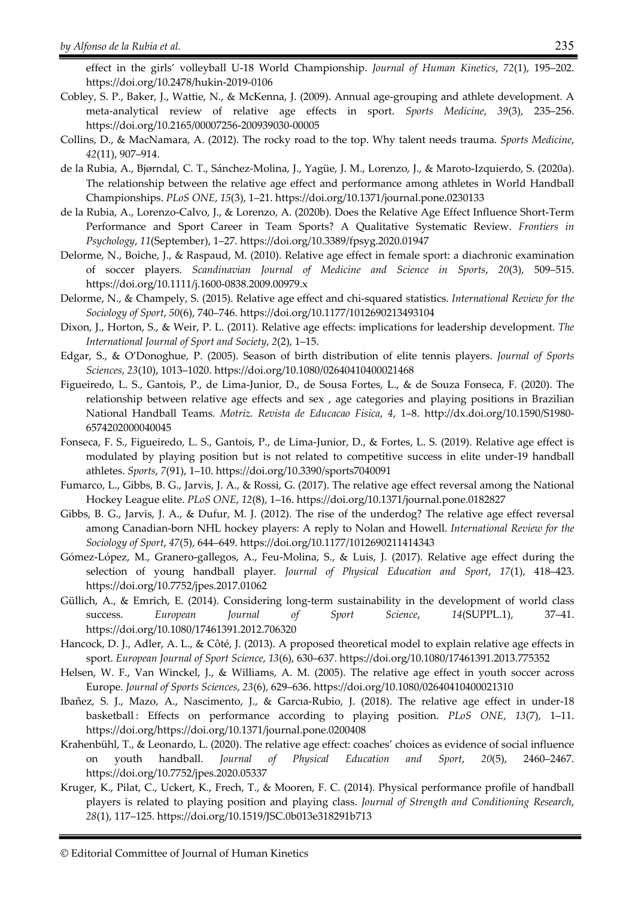effect in the girls' volleyball U-18 World Championship. *Journal of Human Kinetics*, *72*(1), 195–202. https://doi.org/10.2478/hukin-2019-0106

Cobley, S. P., Baker, J., Wattie, N., & McKenna, J. (2009). Annual age-grouping and athlete development. A meta-analytical review of relative age effects in sport. *Sports Medicine*, *39*(3), 235–256. https://doi.org/10.2165/00007256-200939030-00005

Collins, D., & MacNamara, A. (2012). The rocky road to the top. Why talent needs trauma. *Sports Medicine*, *42*(11), 907–914.

de la Rubia, A., Bjørndal, C. T., Sánchez-Molina, J., Yagüe, J. M., Lorenzo, J., & Maroto-Izquierdo, S. (2020a). The relationship between the relative age effect and performance among athletes in World Handball Championships. *PLoS ONE*, *15*(3), 1–21. https://doi.org/10.1371/journal.pone.0230133

de la Rubia, A., Lorenzo-Calvo, J., & Lorenzo, A. (2020b). Does the Relative Age Effect Influence Short-Term Performance and Sport Career in Team Sports? A Qualitative Systematic Review. *Frontiers in Psychology*, *11*(September), 1–27. https://doi.org/10.3389/fpsyg.2020.01947

Delorme, N., Boiche, J., & Raspaud, M. (2010). Relative age effect in female sport: a diachronic examination of soccer players. *Scandinavian Journal of Medicine and Science in Sports*, *20*(3), 509–515. https://doi.org/10.1111/j.1600-0838.2009.00979.x

Delorme, N., & Champely, S. (2015). Relative age effect and chi-squared statistics. *International Review for the Sociology of Sport*, *50*(6), 740–746. https://doi.org/10.1177/1012690213493104

Dixon, J., Horton, S., & Weir, P. L. (2011). Relative age effects: implications for leadership development. *The International Journal of Sport and Society*, *2*(2), 1–15.

Edgar, S., & O'Donoghue, P. (2005). Season of birth distribution of elite tennis players. *Journal of Sports Sciences*, *23*(10), 1013–1020. https://doi.org/10.1080/02640410400021468

Figueiredo, L. S., Gantois, P., de Lima-Junior, D., de Sousa Fortes, L., & de Souza Fonseca, F. (2020). The relationship between relative age effects and sex , age categories and playing positions in Brazilian National Handball Teams. *Motriz. Revista de Educacao Fisica*, *4*, 1–8. http://dx.doi.org/10.1590/S1980-6574202000040045

Fonseca, F. S., Figueiredo, L. S., Gantois, P., de Lima-Junior, D., & Fortes, L. S. (2019). Relative age effect is modulated by playing position but is not related to competitive success in elite under-19 handball athletes. *Sports*, *7*(91), 1–10. https://doi.org/10.3390/sports7040091

Fumarco, L., Gibbs, B. G., Jarvis, J. A., & Rossi, G. (2017). The relative age effect reversal among the National Hockey League elite. *PLoS ONE*, *12*(8), 1–16. https://doi.org/10.1371/journal.pone.0182827

Gibbs, B. G., Jarvis, J. A., & Dufur, M. J. (2012). The rise of the underdog? The relative age effect reversal among Canadian-born NHL hockey players: A reply to Nolan and Howell. *International Review for the Sociology of Sport*, *47*(5), 644–649. https://doi.org/10.1177/1012690211414343

Gómez-López, M., Granero-gallegos, A., Feu-Molina, S., & Luis, J. (2017). Relative age effect during the selection of young handball player. *Journal of Physical Education and Sport*, *17*(1), 418–423. https://doi.org/10.7752/jpes.2017.01062

Güllich, A., & Emrich, E. (2014). Considering long-term sustainability in the development of world class success. *European Journal of Sport Science*, *14*(SUPPL.1), 37–41. https://doi.org/10.1080/17461391.2012.706320

Hancock, D. J., Adler, A. L., & Côté, J. (2013). A proposed theoretical model to explain relative age effects in sport. *European Journal of Sport Science*, *13*(6), 630–637. https://doi.org/10.1080/17461391.2013.775352

Helsen, W. F., Van Winckel, J., & Williams, A. M. (2005). The relative age effect in youth soccer across Europe. *Journal of Sports Sciences*, *23*(6), 629–636. https://doi.org/10.1080/02640410400021310

Ibañez, S. J., Mazo, A., Nascimento, J., & Garcıa-Rubio, J. (2018). The relative age effect in under-18 basketball : Effects on performance according to playing position. *PLoS ONE*, *13*(7), 1–11. https://doi.org/https://doi.org/10.1371/journal.pone.0200408

Krahenbühl, T., & Leonardo, L. (2020). The relative age effect: coaches' choices as evidence of social influence on youth handball. *Journal of Physical Education and Sport*, *20*(5), 2460–2467. https://doi.org/10.7752/jpes.2020.05337

Kruger, K., Pilat, C., Uckert, K., Frech, T., & Mooren, F. C. (2014). Physical performance profile of handball players is related to playing position and playing class. *Journal of Strength and Conditioning Research*, *28*(1), 117–125. https://doi.org/10.1519/JSC.0b013e318291b713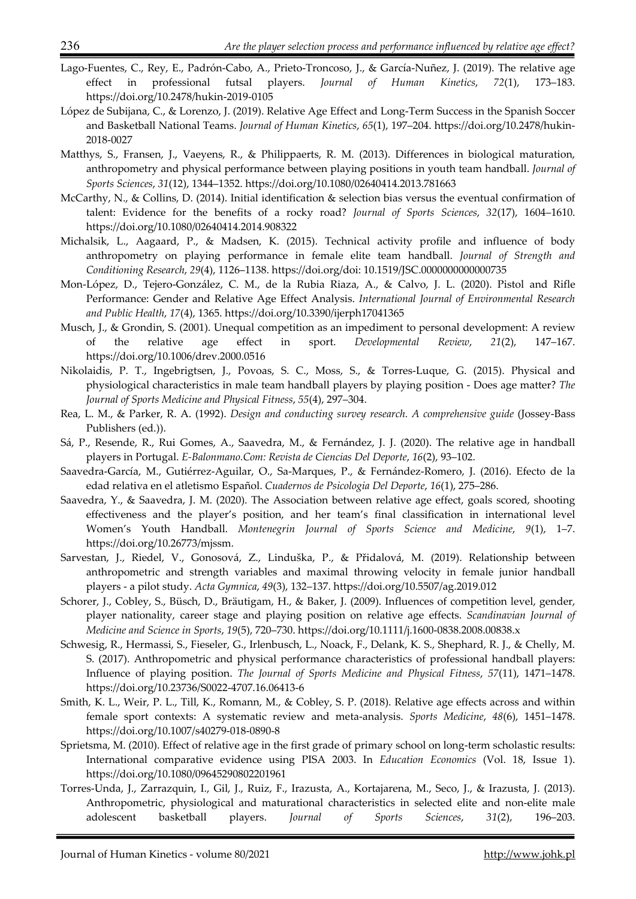Lago-Fuentes, C., Rey, E., Padrón-Cabo, A., Prieto-Troncoso, J., & García-Nuñez, J. (2019). The relative age effect in professional futsal players. *Journal of Human Kinetics*, *72*(1), 173–183. https://doi.org/10.2478/hukin-2019-0105

López de Subijana, C., & Lorenzo, J. (2019). Relative Age Effect and Long-Term Success in the Spanish Soccer and Basketball National Teams. *Journal of Human Kinetics*, *65*(1), 197–204. https://doi.org/10.2478/hukin-2018-0027

Matthys, S., Fransen, J., Vaeyens, R., & Philippaerts, R. M. (2013). Differences in biological maturation, anthropometry and physical performance between playing positions in youth team handball. *Journal of Sports Sciences*, *31*(12), 1344–1352. https://doi.org/10.1080/02640414.2013.781663

McCarthy, N., & Collins, D. (2014). Initial identification & selection bias versus the eventual confirmation of talent: Evidence for the benefits of a rocky road? *Journal of Sports Sciences*, *32*(17), 1604–1610. https://doi.org/10.1080/02640414.2014.908322

Michalsik, L., Aagaard, P., & Madsen, K. (2015). Technical activity profile and influence of body anthropometry on playing performance in female elite team handball. *Journal of Strength and Conditioning Research*, *29*(4), 1126–1138. https://doi.org/doi: 10.1519/JSC.0000000000000735

Mon-López, D., Tejero-González, C. M., de la Rubia Riaza, A., & Calvo, J. L. (2020). Pistol and Rifle Performance: Gender and Relative Age Effect Analysis. *International Journal of Environmental Research and Public Health*, *17*(4), 1365. https://doi.org/10.3390/ijerph17041365

Musch, J., & Grondin, S. (2001). Unequal competition as an impediment to personal development: A review of the relative age effect in sport. *Developmental Review*, *21*(2), 147–167. https://doi.org/10.1006/drev.2000.0516

Nikolaidis, P. T., Ingebrigtsen, J., Povoas, S. C., Moss, S., & Torres-Luque, G. (2015). Physical and physiological characteristics in male team handball players by playing position - Does age matter? *The Journal of Sports Medicine and Physical Fitness*, *55*(4), 297–304.

Rea, L. M., & Parker, R. A. (1992). *Design and conducting survey research. A comprehensive guide* (Jossey-Bass Publishers (ed.)).

Sá, P., Resende, R., Rui Gomes, A., Saavedra, M., & Fernández, J. J. (2020). The relative age in handball players in Portugal. *E-Balonmano.Com: Revista de Ciencias Del Deporte*, *16*(2), 93–102.

Saavedra-García, M., Gutiérrez-Aguilar, O., Sa-Marques, P., & Fernández-Romero, J. (2016). Efecto de la edad relativa en el atletismo Español. *Cuadernos de Psicologia Del Deporte*, *16*(1), 275–286.

Saavedra, Y., & Saavedra, J. M. (2020). The Association between relative age effect, goals scored, shooting effectiveness and the player's position, and her team's final classification in international level Women's Youth Handball. *Montenegrin Journal of Sports Science and Medicine*, *9*(1), 1–7. https://doi.org/10.26773/mjssm.

Sarvestan, J., Riedel, V., Gonosová, Z., Linduška, P., & Přidalová, M. (2019). Relationship between anthropometric and strength variables and maximal throwing velocity in female junior handball players - a pilot study. *Acta Gymnica*, *49*(3), 132–137. https://doi.org/10.5507/ag.2019.012

Schorer, J., Cobley, S., Büsch, D., Bräutigam, H., & Baker, J. (2009). Influences of competition level, gender, player nationality, career stage and playing position on relative age effects. *Scandinavian Journal of Medicine and Science in Sports*, *19*(5), 720–730. https://doi.org/10.1111/j.1600-0838.2008.00838.x

Schwesig, R., Hermassi, S., Fieseler, G., Irlenbusch, L., Noack, F., Delank, K. S., Shephard, R. J., & Chelly, M. S. (2017). Anthropometric and physical performance characteristics of professional handball players: Influence of playing position. *The Journal of Sports Medicine and Physical Fitness*, *57*(11), 1471–1478. https://doi.org/10.23736/S0022-4707.16.06413-6

Smith, K. L., Weir, P. L., Till, K., Romann, M., & Cobley, S. P. (2018). Relative age effects across and within female sport contexts: A systematic review and meta-analysis. *Sports Medicine*, *48*(6), 1451–1478. https://doi.org/10.1007/s40279-018-0890-8

Sprietsma, M. (2010). Effect of relative age in the first grade of primary school on long-term scholastic results: International comparative evidence using PISA 2003. In *Education Economics* (Vol. 18, Issue 1). https://doi.org/10.1080/09645290802201961

Torres-Unda, J., Zarrazquin, I., Gil, J., Ruiz, F., Irazusta, A., Kortajarena, M., Seco, J., & Irazusta, J. (2013). Anthropometric, physiological and maturational characteristics in selected elite and non-elite male adolescent basketball players. *Journal of Sports Sciences*, *31*(2), 196–203.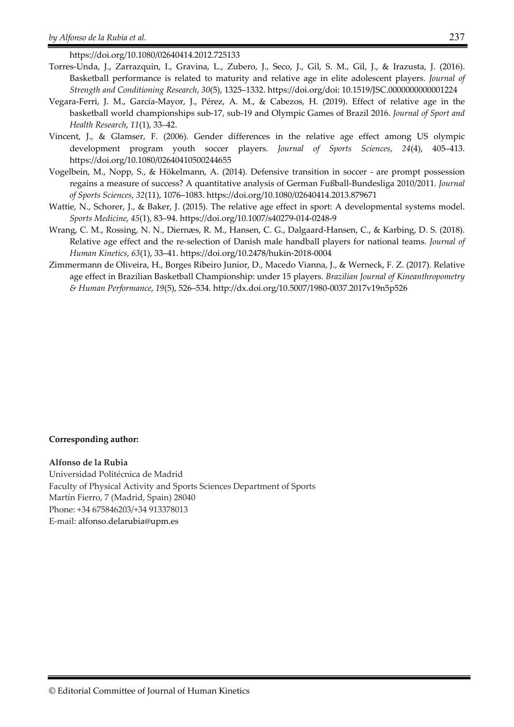https://doi.org/10.1080/02640414.2012.725133

Torres-Unda, J., Zarrazquin, I., Gravina, L., Zubero, J., Seco, J., Gil, S. M., Gil, J., & Irazusta, J. (2016). Basketball performance is related to maturity and relative age in elite adolescent players. *Journal of Strength and Conditioning Research*, *30*(5), 1325–1332. https://doi.org/doi: 10.1519/JSC.0000000000001224

Vegara-Ferri, J. M., García-Mayor, J., Pérez, A. M., & Cabezos, H. (2019). Effect of relative age in the basketball world championships sub-17, sub-19 and Olympic Games of Brazil 2016. *Journal of Sport and Health Research*, *11*(1), 33–42.

Vincent, J., & Glamser, F. (2006). Gender differences in the relative age effect among US olympic development program youth soccer players. *Journal of Sports Sciences*, *24*(4), 405–413. https://doi.org/10.1080/02640410500244655

Vogelbein, M., Nopp, S., & Hökelmann, A. (2014). Defensive transition in soccer - are prompt possession regains a measure of success? A quantitative analysis of German Fußball-Bundesliga 2010/2011. *Journal of Sports Sciences*, *32*(11), 1076–1083. https://doi.org/10.1080/02640414.2013.879671

Wattie, N., Schorer, J., & Baker, J. (2015). The relative age effect in sport: A developmental systems model. *Sports Medicine*, *45*(1), 83–94. https://doi.org/10.1007/s40279-014-0248-9

Wrang, C. M., Rossing, N. N., Diernæs, R. M., Hansen, C. G., Dalgaard-Hansen, C., & Karbing, D. S. (2018). Relative age effect and the re-selection of Danish male handball players for national teams. *Journal of Human Kinetics*, *63*(1), 33–41. https://doi.org/10.2478/hukin-2018-0004

Zimmermann de Oliveira, H., Borges Ribeiro Junior, D., Macedo Vianna, J., & Werneck, F. Z. (2017). Relative age effect in Brazilian Basketball Championship: under 15 players. *Brazilian Journal of Kineanthropometry & Human Performance*, *19*(5), 526–534. http://dx.doi.org/10.5007/1980-0037.2017v19n5p526

**Corresponding author:**

**Alfonso de la Rubia**
Universidad Politécnica de Madrid
Faculty of Physical Activity and Sports Sciences Department of Sports
Martín Fierro, 7 (Madrid, Spain) 28040
Phone: +34 675846203/+34 913378013
E-mail: alfonso.delarubia@upm.es

© Editorial Committee of Journal of Human Kinetics